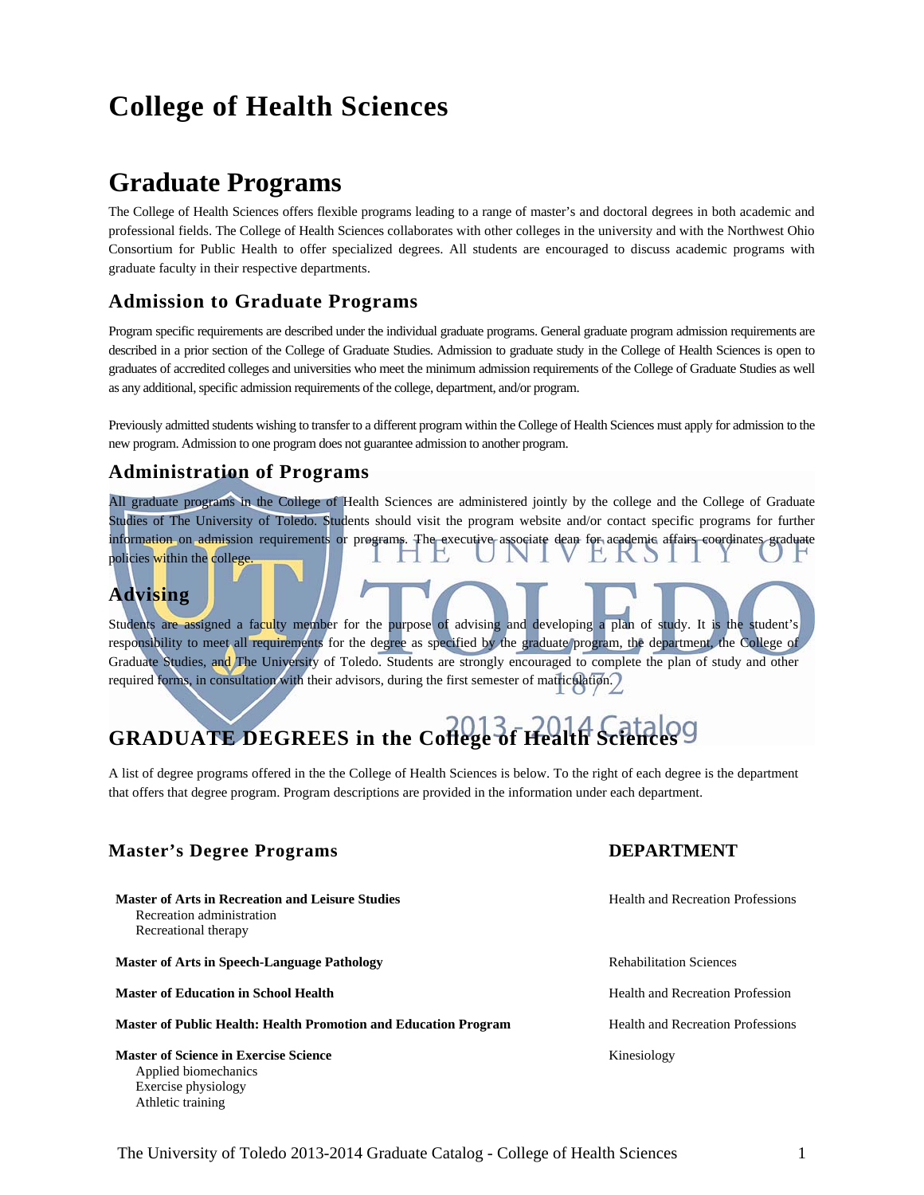# College of Health Sciences

# Graduate Programs

The College of Health Sciences offers flexible programs leading to a range of master's and doctoral degrees in both academic and professional fields. The College of Health Sciences collaborates with other colleges in the university and with the Northwest Ohio Consortium for Public Health to offer specialized degrees. All students are encouraged to discuss academic programs with graduate faculty in their respective departments.

## Admission to Graduate Programs

Program specific requirements are described under the individual graduate programs. General graduate program admission requirements are described in a prior section of the College of Graduate Studies. Admission to graduate study in the College of Health Sciences is open to graduates of accredited colleges and universities who meet the minimum admission requirements of the College of Graduate Studies as well as any additional, specific admission requirements of the college, department, and/or program.

Previously admitted students wishing to transfer to a different program within the College of Health Sciences must apply for admission to the new program. Admission to one program does not guarantee admission to another program.

## Administration of Programs

All graduate programs in the College of Health Sciences are administered jointly by the college and the College of Graduate Studies of The University of Toledo. Students should visit the program website and/or contact specific programs for further information on admission requirements or programs. The executive associate dean for academic affairs coordinates graduate policies within the college.

## Advising

Students are assigned a faculty member for the purpose of advising and developing a plan of study. It is the student's responsibility to meet all requirements for the degree as specified by the graduate program, the department, the College of Graduate Studies, and The University of Toledo. Students are strongly encouraged to complete the plan of study and other required forms, in consultation with their advisors, during the first semester of matriculation.

## GRADUATE DEGREES in the College of Health Sciences

A list of degree programs offered in the the College of Health Sciences is below. To the right of each degree is the department that offers that degree program. Program descriptions are provided in the information under each department.

| Master's Degree Programs | DEPARTMENT |
|---|---|
| **Master of Arts in Recreation and Leisure Studies**<br>Recreation administration<br>Recreational therapy | Health and Recreation Professions |
| **Master of Arts in Speech-Language Pathology** | Rehabilitation Sciences |
| **Master of Education in School Health** | Health and Recreation Profession |
| **Master of Public Health: Health Promotion and Education Program** | Health and Recreation Professions |
| **Master of Science in Exercise Science**<br>Applied biomechanics<br>Exercise physiology<br>Athletic training | Kinesiology |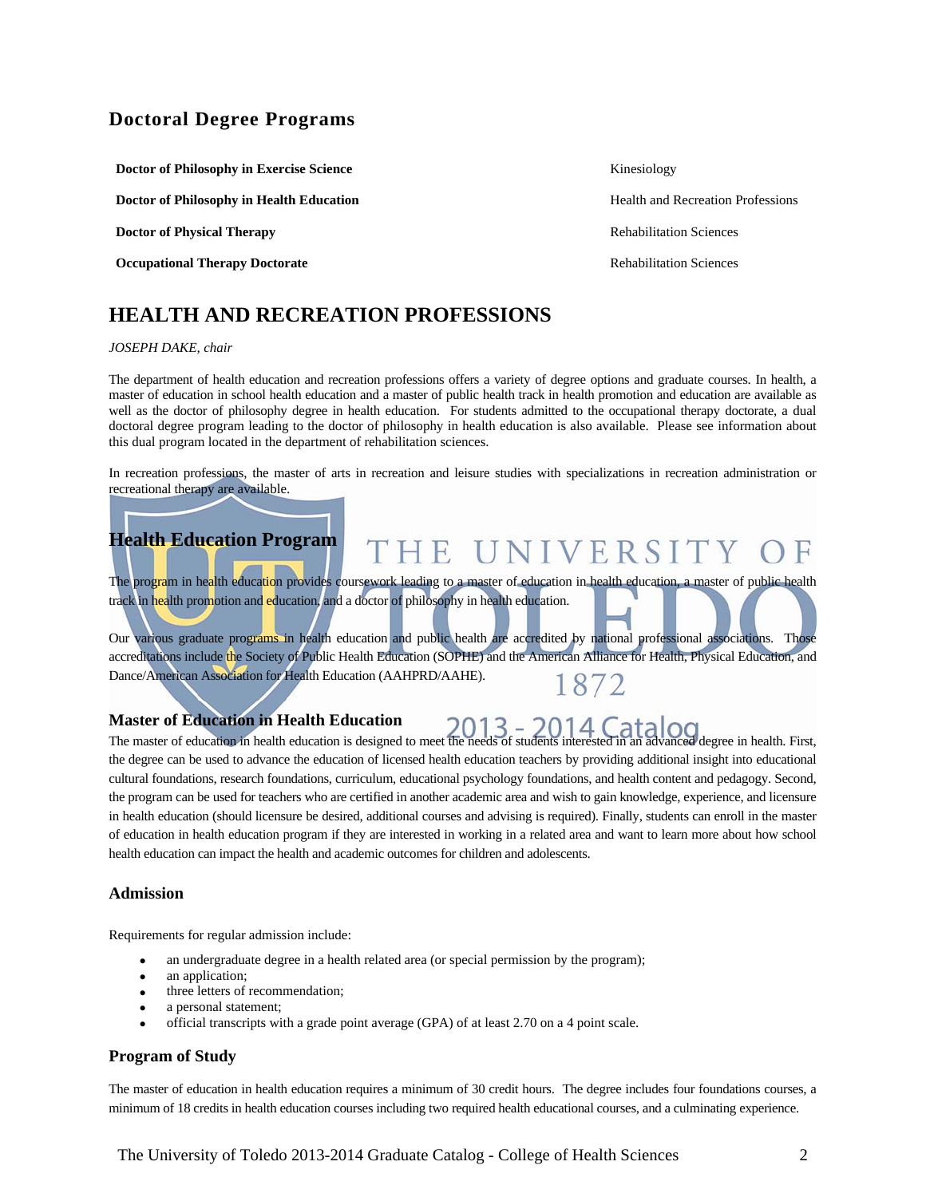## Doctoral Degree Programs

| | |
|---|---|
| **Doctor of Philosophy in Exercise Science** | Kinesiology |
| **Doctor of Philosophy in Health Education** | Health and Recreation Professions |
| **Doctor of Physical Therapy** | Rehabilitation Sciences |
| **Occupational Therapy Doctorate** | Rehabilitation Sciences |

# HEALTH AND RECREATION PROFESSIONS

*JOSEPH DAKE, chair*

The department of health education and recreation professions offers a variety of degree options and graduate courses. In health, a master of education in school health education and a master of public health track in health promotion and education are available as well as the doctor of philosophy degree in health education. For students admitted to the occupational therapy doctorate, a dual doctoral degree program leading to the doctor of philosophy in health education is also available. Please see information about this dual program located in the department of rehabilitation sciences.

In recreation professions, the master of arts in recreation and leisure studies with specializations in recreation administration or recreational therapy are available.

## Health Education Program

The program in health education provides coursework leading to a master of education in health education, a master of public health track in health promotion and education, and a doctor of philosophy in health education.

Our various graduate programs in health education and public health are accredited by national professional associations. Those accreditations include the Society of Public Health Education (SOPHE) and the American Alliance for Health, Physical Education, and Dance/American Association for Health Education (AAHPRD/AAHE).

### Master of Education in Health Education

The master of education in health education is designed to meet the needs of students interested in an advanced degree in health. First, the degree can be used to advance the education of licensed health education teachers by providing additional insight into educational cultural foundations, research foundations, curriculum, educational psychology foundations, and health content and pedagogy. Second, the program can be used for teachers who are certified in another academic area and wish to gain knowledge, experience, and licensure in health education (should licensure be desired, additional courses and advising is required). Finally, students can enroll in the master of education in health education program if they are interested in working in a related area and want to learn more about how school health education can impact the health and academic outcomes for children and adolescents.

### Admission

Requirements for regular admission include:

- an undergraduate degree in a health related area (or special permission by the program);
- an application;
- three letters of recommendation;
- a personal statement;
- official transcripts with a grade point average (GPA) of at least 2.70 on a 4 point scale.

### Program of Study

The master of education in health education requires a minimum of 30 credit hours. The degree includes four foundations courses, a minimum of 18 credits in health education courses including two required health educational courses, and a culminating experience.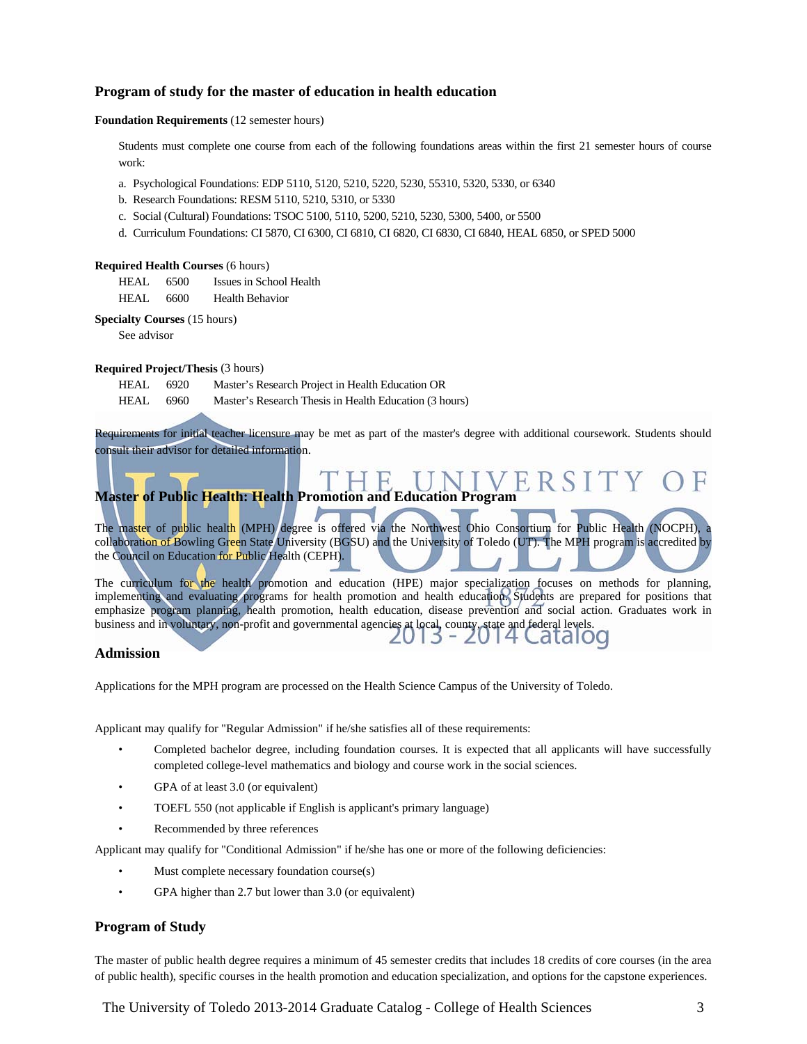## Program of study for the master of education in health education

**Foundation Requirements** (12 semester hours)

Students must complete one course from each of the following foundations areas within the first 21 semester hours of course work:

a. Psychological Foundations: EDP 5110, 5120, 5210, 5220, 5230, 55310, 5320, 5330, or 6340
b. Research Foundations: RESM 5110, 5210, 5310, or 5330
c. Social (Cultural) Foundations: TSOC 5100, 5110, 5200, 5210, 5230, 5300, 5400, or 5500
d. Curriculum Foundations: CI 5870, CI 6300, CI 6810, CI 6820, CI 6830, CI 6840, HEAL 6850, or SPED 5000

**Required Health Courses** (6 hours)

| | | |
|---|---|---|
| HEAL | 6500 | Issues in School Health |
| HEAL | 6600 | Health Behavior |

**Specialty Courses** (15 hours)

See advisor

**Required Project/Thesis** (3 hours)

| | | |
|---|---|---|
| HEAL | 6920 | Master's Research Project in Health Education OR |
| HEAL | 6960 | Master's Research Thesis in Health Education (3 hours) |

Requirements for initial teacher licensure may be met as part of the master's degree with additional coursework. Students should consult their advisor for detailed information.

## Master of Public Health: Health Promotion and Education Program

The master of public health (MPH) degree is offered via the Northwest Ohio Consortium for Public Health (NOCPH), a collaboration of Bowling Green State University (BGSU) and the University of Toledo (UT). The MPH program is accredited by the Council on Education for Public Health (CEPH).

The curriculum for the health promotion and education (HPE) major specialization focuses on methods for planning, implementing and evaluating programs for health promotion and health education. Students are prepared for positions that emphasize program planning, health promotion, health education, disease prevention and social action. Graduates work in business and in voluntary, non-profit and governmental agencies at local, county, state and federal levels.

### Admission

Applications for the MPH program are processed on the Health Science Campus of the University of Toledo.

Applicant may qualify for "Regular Admission" if he/she satisfies all of these requirements:

- Completed bachelor degree, including foundation courses. It is expected that all applicants will have successfully completed college-level mathematics and biology and course work in the social sciences.
- GPA of at least 3.0 (or equivalent)
- TOEFL 550 (not applicable if English is applicant's primary language)
- Recommended by three references

Applicant may qualify for "Conditional Admission" if he/she has one or more of the following deficiencies:

- Must complete necessary foundation course(s)
- GPA higher than 2.7 but lower than 3.0 (or equivalent)

### Program of Study

The master of public health degree requires a minimum of 45 semester credits that includes 18 credits of core courses (in the area of public health), specific courses in the health promotion and education specialization, and options for the capstone experiences.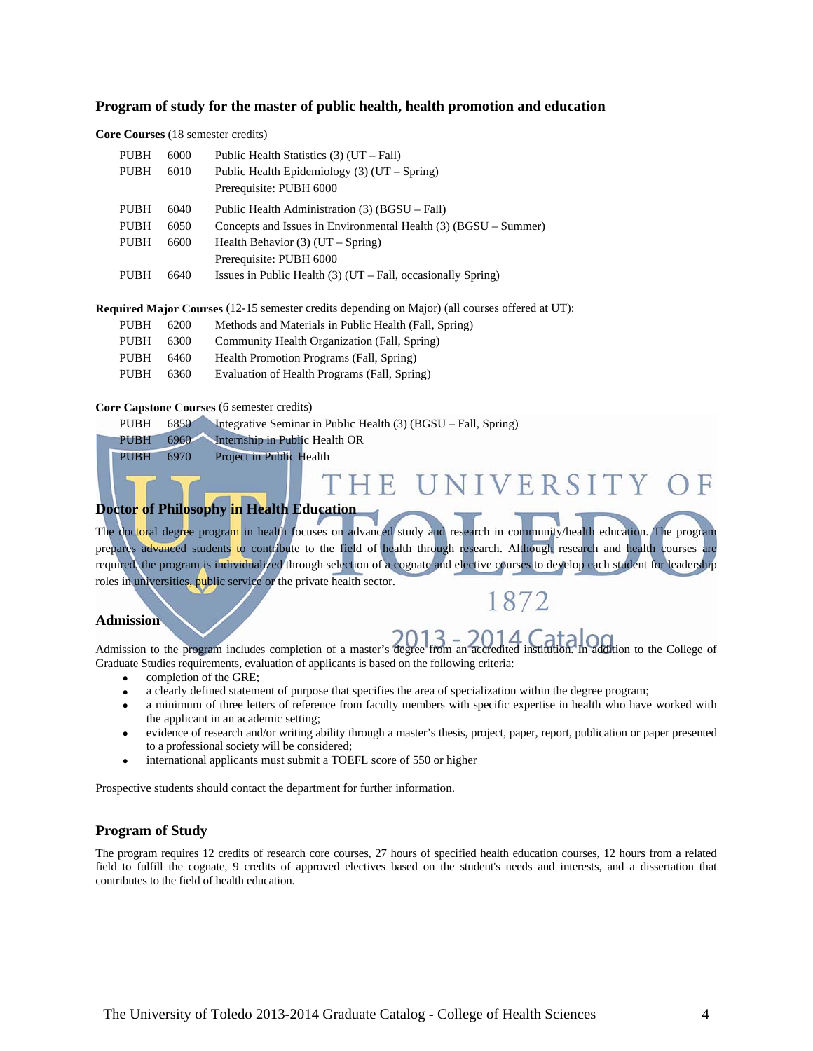### Program of study for the master of public health, health promotion and education

**Core Courses** (18 semester credits)

| | | |
|---|---|---|
| PUBH | 6000 | Public Health Statistics (3) (UT – Fall) |
| PUBH | 6010 | Public Health Epidemiology (3) (UT – Spring)<br>Prerequisite: PUBH 6000 |
| PUBH | 6040 | Public Health Administration (3) (BGSU – Fall) |
| PUBH | 6050 | Concepts and Issues in Environmental Health (3) (BGSU – Summer) |
| PUBH | 6600 | Health Behavior (3) (UT – Spring)<br>Prerequisite: PUBH 6000 |
| PUBH | 6640 | Issues in Public Health (3) (UT – Fall, occasionally Spring) |

**Required Major Courses** (12-15 semester credits depending on Major) (all courses offered at UT):

| | | |
|---|---|---|
| PUBH | 6200 | Methods and Materials in Public Health (Fall, Spring) |
| PUBH | 6300 | Community Health Organization (Fall, Spring) |
| PUBH | 6460 | Health Promotion Programs (Fall, Spring) |
| PUBH | 6360 | Evaluation of Health Programs (Fall, Spring) |

**Core Capstone Courses** (6 semester credits)

| | | |
|---|---|---|
| PUBH | 6850 | Integrative Seminar in Public Health (3) (BGSU – Fall, Spring) |
| PUBH | 6960 | Internship in Public Health OR |
| PUBH | 6970 | Project in Public Health |

### Doctor of Philosophy in Health Education

The doctoral degree program in health focuses on advanced study and research in community/health education. The program prepares advanced students to contribute to the field of health through research. Although research and health courses are required, the program is individualized through selection of a cognate and elective courses to develop each student for leadership roles in universities, public service or the private health sector.

## Admission

Admission to the program includes completion of a master's degree from an accredited institution. In addition to the College of Graduate Studies requirements, evaluation of applicants is based on the following criteria:

- completion of the GRE;
- a clearly defined statement of purpose that specifies the area of specialization within the degree program;
- a minimum of three letters of reference from faculty members with specific expertise in health who have worked with the applicant in an academic setting;
- evidence of research and/or writing ability through a master's thesis, project, paper, report, publication or paper presented to a professional society will be considered;
- international applicants must submit a TOEFL score of 550 or higher

Prospective students should contact the department for further information.

## Program of Study

The program requires 12 credits of research core courses, 27 hours of specified health education courses, 12 hours from a related field to fulfill the cognate, 9 credits of approved electives based on the student's needs and interests, and a dissertation that contributes to the field of health education.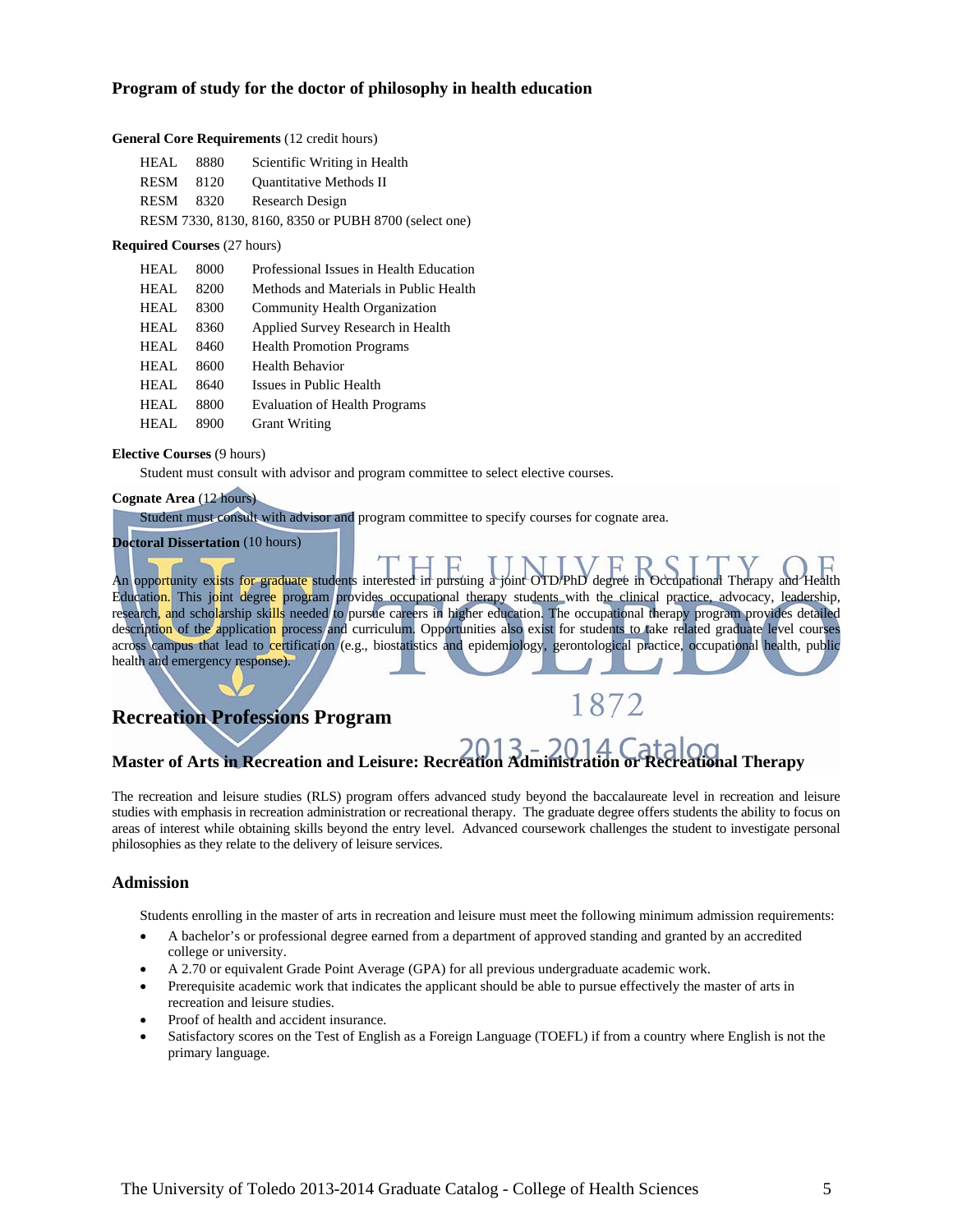### Program of study for the doctor of philosophy in health education

**General Core Requirements** (12 credit hours)

| | | |
|---|---|---|
| HEAL | 8880 | Scientific Writing in Health |
| RESM | 8120 | Quantitative Methods II |
| RESM | 8320 | Research Design |

RESM 7330, 8130, 8160, 8350 or PUBH 8700 (select one)

**Required Courses** (27 hours)

| | | |
|---|---|---|
| HEAL | 8000 | Professional Issues in Health Education |
| HEAL | 8200 | Methods and Materials in Public Health |
| HEAL | 8300 | Community Health Organization |
| HEAL | 8360 | Applied Survey Research in Health |
| HEAL | 8460 | Health Promotion Programs |
| HEAL | 8600 | Health Behavior |
| HEAL | 8640 | Issues in Public Health |
| HEAL | 8800 | Evaluation of Health Programs |
| HEAL | 8900 | Grant Writing |

**Elective Courses** (9 hours)

Student must consult with advisor and program committee to select elective courses.

**Cognate Area** (12 hours)

Student must consult with advisor and program committee to specify courses for cognate area.

**Doctoral Dissertation** (10 hours)

An opportunity exists for graduate students interested in pursuing a joint OTD/PhD degree in Occupational Therapy and Health Education. This joint degree program provides occupational therapy students with the clinical practice, advocacy, leadership, research, and scholarship skills needed to pursue careers in higher education. The occupational therapy program provides detailed description of the application process and curriculum. Opportunities also exist for students to take related graduate level courses across campus that lead to certification (e.g., biostatistics and epidemiology, gerontological practice, occupational health, public health and emergency response).

## Recreation Professions Program

### Master of Arts in Recreation and Leisure: Recreation Administration or Recreational Therapy

The recreation and leisure studies (RLS) program offers advanced study beyond the baccalaureate level in recreation and leisure studies with emphasis in recreation administration or recreational therapy. The graduate degree offers students the ability to focus on areas of interest while obtaining skills beyond the entry level. Advanced coursework challenges the student to investigate personal philosophies as they relate to the delivery of leisure services.

### Admission

Students enrolling in the master of arts in recreation and leisure must meet the following minimum admission requirements:

- A bachelor's or professional degree earned from a department of approved standing and granted by an accredited college or university.
- A 2.70 or equivalent Grade Point Average (GPA) for all previous undergraduate academic work.
- Prerequisite academic work that indicates the applicant should be able to pursue effectively the master of arts in recreation and leisure studies.
- Proof of health and accident insurance.
- Satisfactory scores on the Test of English as a Foreign Language (TOEFL) if from a country where English is not the primary language.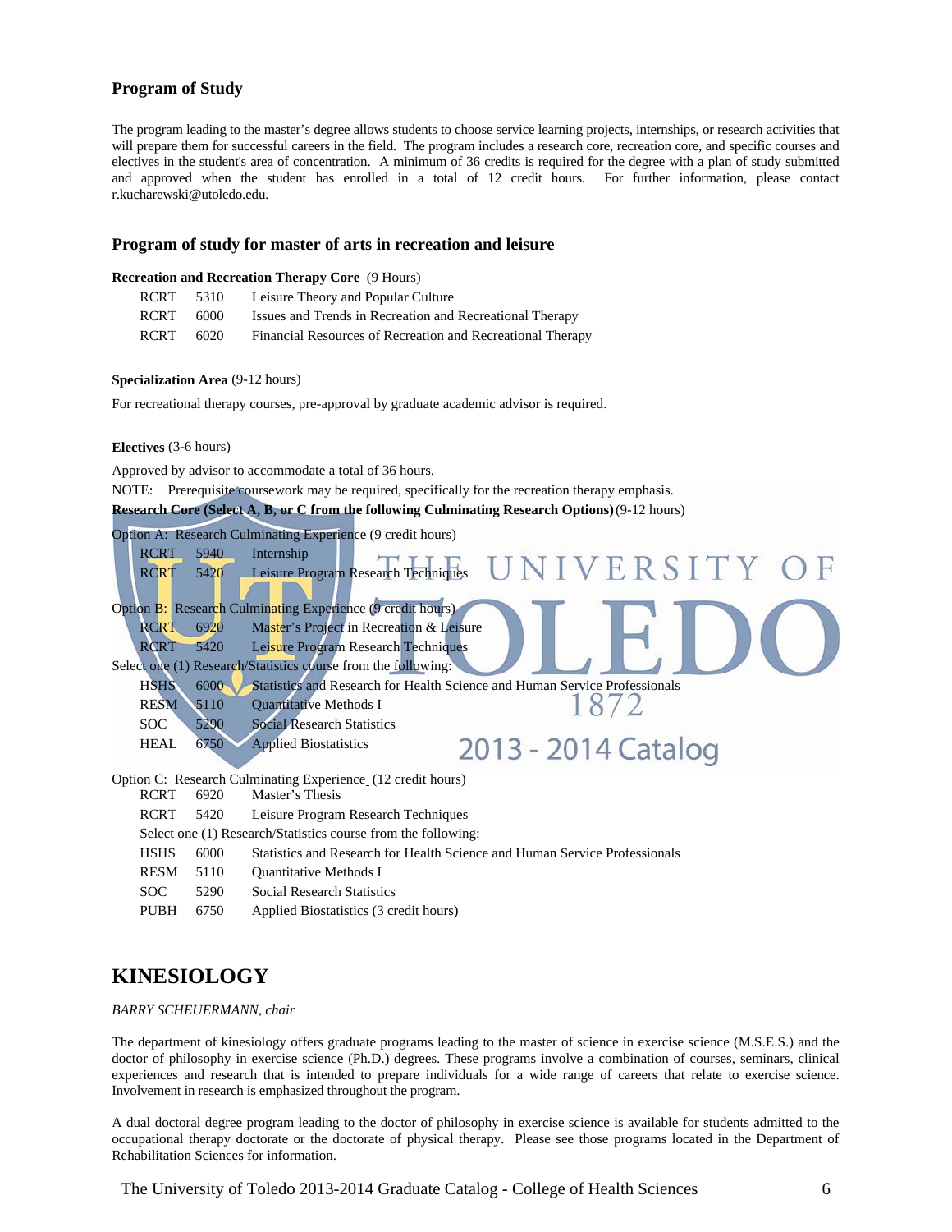## Program of Study

The program leading to the master's degree allows students to choose service learning projects, internships, or research activities that will prepare them for successful careers in the field. The program includes a research core, recreation core, and specific courses and electives in the student's area of concentration. A minimum of 36 credits is required for the degree with a plan of study submitted and approved when the student has enrolled in a total of 12 credit hours. For further information, please contact r.kucharewski@utoledo.edu.

## Program of study for master of arts in recreation and leisure

**Recreation and Recreation Therapy Core** (9 Hours)

| | | |
|---|---|---|
| RCRT | 5310 | Leisure Theory and Popular Culture |
| RCRT | 6000 | Issues and Trends in Recreation and Recreational Therapy |
| RCRT | 6020 | Financial Resources of Recreation and Recreational Therapy |

**Specialization Area** (9-12 hours)

For recreational therapy courses, pre-approval by graduate academic advisor is required.

**Electives** (3-6 hours)

Approved by advisor to accommodate a total of 36 hours.

NOTE: Prerequisite coursework may be required, specifically for the recreation therapy emphasis.

**Research Core (Select A, B, or C from the following Culminating Research Options)** (9-12 hours)

Option A: Research Culminating Experience (9 credit hours)

| | | |
|---|---|---|
| RCRT | 5940 | Internship |
| RCRT | 5420 | Leisure Program Research Techniques |

Option B: Research Culminating Experience (9 credit hours)

| | | |
|---|---|---|
| RCRT | 6920 | Master's Project in Recreation & Leisure |
| RCRT | 5420 | Leisure Program Research Techniques |

Select one (1) Research/Statistics course from the following:

| | | |
|---|---|---|
| HSHS | 6000 | Statistics and Research for Health Science and Human Service Professionals |
| RESM | 5110 | Quantitative Methods I |
| SOC | 5290 | Social Research Statistics |
| HEAL | 6750 | Applied Biostatistics |

Option C: Research Culminating Experience (12 credit hours)

| | | |
|---|---|---|
| RCRT | 6920 | Master's Thesis |
| RCRT | 5420 | Leisure Program Research Techniques |

Select one (1) Research/Statistics course from the following:

| | | |
|---|---|---|
| HSHS | 6000 | Statistics and Research for Health Science and Human Service Professionals |
| RESM | 5110 | Quantitative Methods I |
| SOC | 5290 | Social Research Statistics |
| PUBH | 6750 | Applied Biostatistics (3 credit hours) |

# KINESIOLOGY

*BARRY SCHEUERMANN, chair*

The department of kinesiology offers graduate programs leading to the master of science in exercise science (M.S.E.S.) and the doctor of philosophy in exercise science (Ph.D.) degrees. These programs involve a combination of courses, seminars, clinical experiences and research that is intended to prepare individuals for a wide range of careers that relate to exercise science. Involvement in research is emphasized throughout the program.

A dual doctoral degree program leading to the doctor of philosophy in exercise science is available for students admitted to the occupational therapy doctorate or the doctorate of physical therapy. Please see those programs located in the Department of Rehabilitation Sciences for information.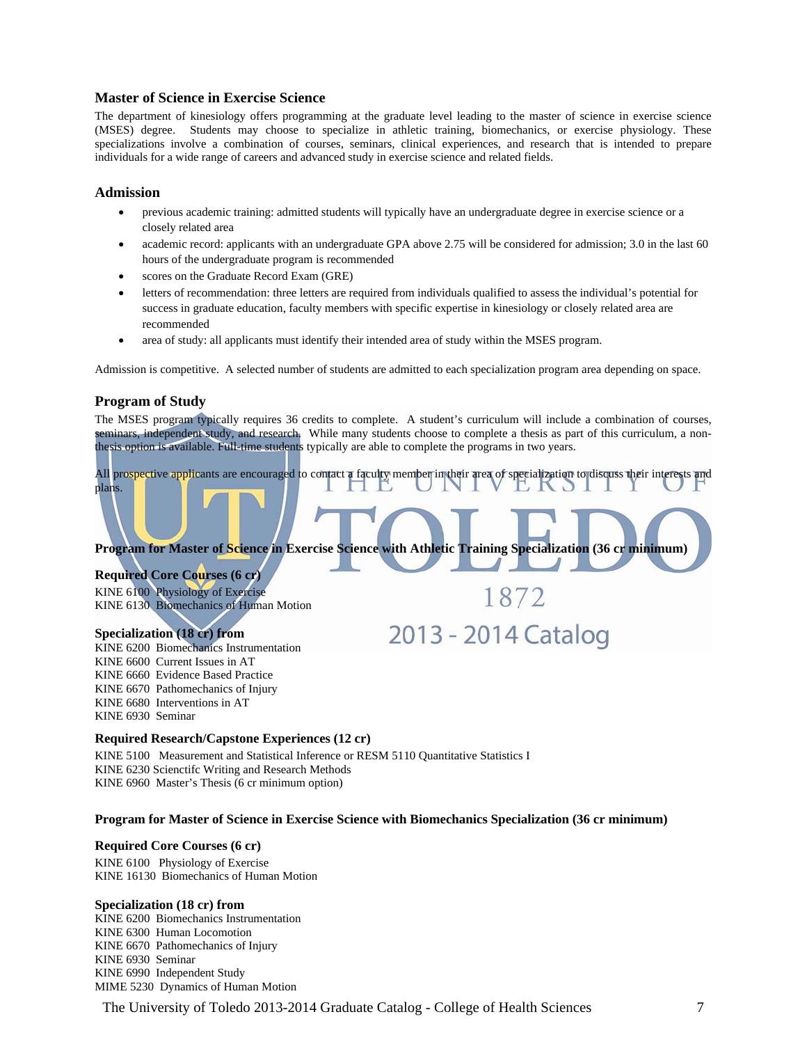## Master of Science in Exercise Science

The department of kinesiology offers programming at the graduate level leading to the master of science in exercise science (MSES) degree. Students may choose to specialize in athletic training, biomechanics, or exercise physiology. These specializations involve a combination of courses, seminars, clinical experiences, and research that is intended to prepare individuals for a wide range of careers and advanced study in exercise science and related fields.

### Admission

- previous academic training: admitted students will typically have an undergraduate degree in exercise science or a closely related area
- academic record: applicants with an undergraduate GPA above 2.75 will be considered for admission; 3.0 in the last 60 hours of the undergraduate program is recommended
- scores on the Graduate Record Exam (GRE)
- letters of recommendation: three letters are required from individuals qualified to assess the individual's potential for success in graduate education, faculty members with specific expertise in kinesiology or closely related area are recommended
- area of study: all applicants must identify their intended area of study within the MSES program.

Admission is competitive. A selected number of students are admitted to each specialization program area depending on space.

### Program of Study

The MSES program typically requires 36 credits to complete. A student's curriculum will include a combination of courses, seminars, independent study, and research. While many students choose to complete a thesis as part of this curriculum, a non-thesis option is available. Full-time students typically are able to complete the programs in two years.

All prospective applicants are encouraged to contact a faculty member in their area of specialization to discuss their interests and plans.

**Program for Master of Science in Exercise Science with Athletic Training Specialization (36 cr minimum)**

**Required Core Courses (6 cr)**

KINE 6100 Physiology of Exercise
KINE 6130 Biomechanics of Human Motion

**Specialization (18 cr) from**

KINE 6200 Biomechanics Instrumentation
KINE 6600 Current Issues in AT
KINE 6660 Evidence Based Practice
KINE 6670 Pathomechanics of Injury
KINE 6680 Interventions in AT
KINE 6930 Seminar

**Required Research/Capstone Experiences (12 cr)**

KINE 5100 Measurement and Statistical Inference or RESM 5110 Quantitative Statistics I
KINE 6230 Scienctifc Writing and Research Methods
KINE 6960 Master's Thesis (6 cr minimum option)

**Program for Master of Science in Exercise Science with Biomechanics Specialization (36 cr minimum)**

**Required Core Courses (6 cr)**

KINE 6100 Physiology of Exercise
KINE 16130 Biomechanics of Human Motion

**Specialization (18 cr) from**

KINE 6200 Biomechanics Instrumentation
KINE 6300 Human Locomotion
KINE 6670 Pathomechanics of Injury
KINE 6930 Seminar
KINE 6990 Independent Study
MIME 5230 Dynamics of Human Motion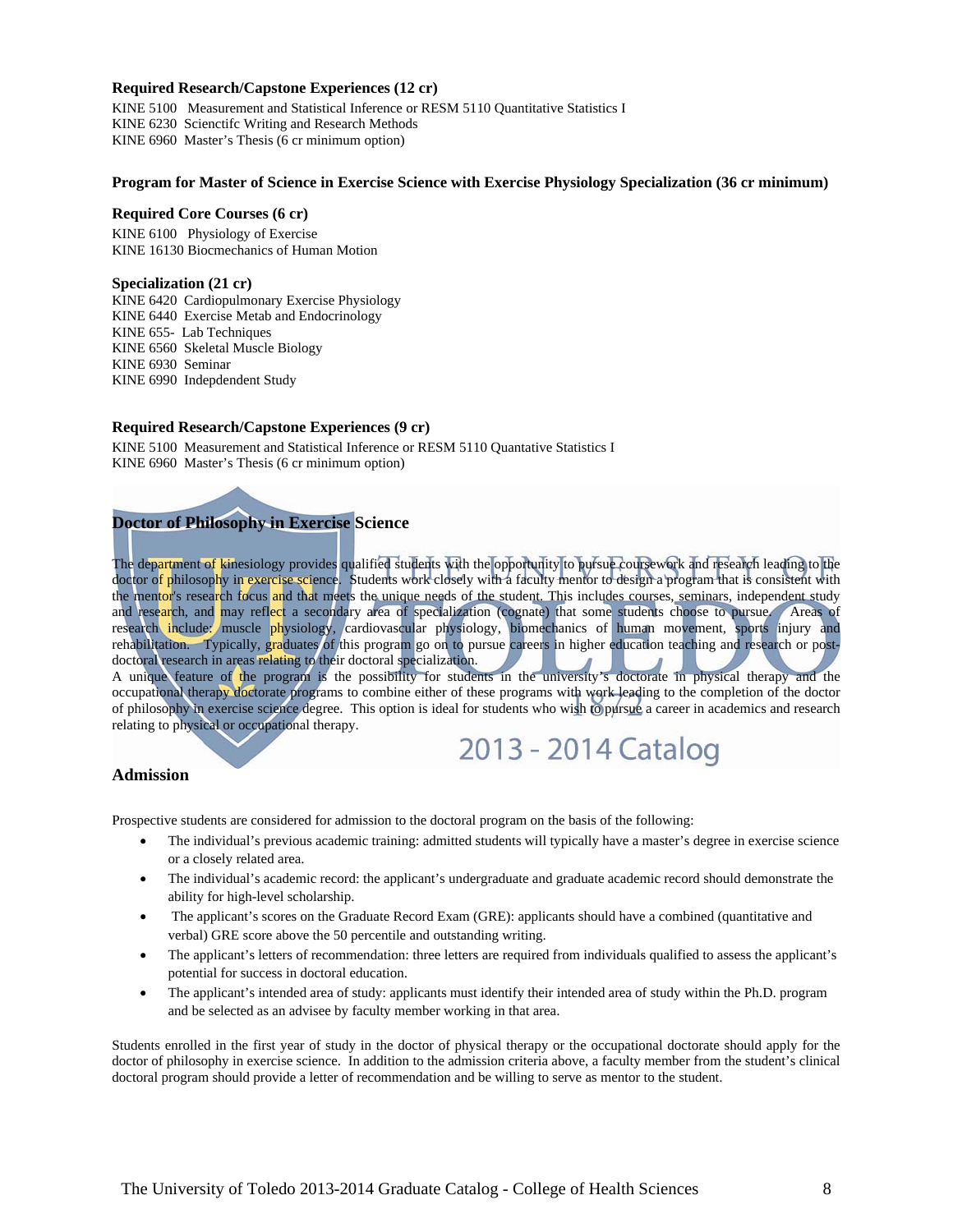### Required Research/Capstone Experiences (12 cr)

KINE 5100 Measurement and Statistical Inference or RESM 5110 Quantative Statistics I
KINE 6230 Scienctifc Writing and Research Methods
KINE 6960 Master's Thesis (6 cr minimum option)

### Program for Master of Science in Exercise Science with Exercise Physiology Specialization (36 cr minimum)

### Required Core Courses (6 cr)

KINE 6100 Physiology of Exercise
KINE 16130 Biocmechanics of Human Motion

### Specialization (21 cr)

KINE 6420 Cardiopulmonary Exercise Physiology
KINE 6440 Exercise Metab and Endocrinology
KINE 655- Lab Techniques
KINE 6560 Skeletal Muscle Biology
KINE 6930 Seminar
KINE 6990 Indepdendent Study

### Required Research/Capstone Experiences (9 cr)

KINE 5100 Measurement and Statistical Inference or RESM 5110 Quantative Statistics I
KINE 6960 Master's Thesis (6 cr minimum option)

## Doctor of Philosophy in Exercise Science

The department of kinesiology provides qualified students with the opportunity to pursue coursework and research leading to the doctor of philosophy in exercise science. Students work closely with a faculty mentor to design a program that is consistent with the mentor's research focus and that meets the unique needs of the student. This includes courses, seminars, independent study and research, and may reflect a secondary area of specialization (cognate) that some students choose to pursue. Areas of research include: muscle physiology, cardiovascular physiology, biomechanics of human movement, sports injury and rehabilitation. Typically, graduates of this program go on to pursue careers in higher education teaching and research or post-doctoral research in areas relating to their doctoral specialization.

A unique feature of the program is the possibility for students in the university's doctorate in physical therapy and the occupational therapy doctorate programs to combine either of these programs with work leading to the completion of the doctor of philosophy in exercise science degree. This option is ideal for students who wish to pursue a career in academics and research relating to physical or occupational therapy.

### Admission

Prospective students are considered for admission to the doctoral program on the basis of the following:

- The individual's previous academic training: admitted students will typically have a master's degree in exercise science or a closely related area.
- The individual's academic record: the applicant's undergraduate and graduate academic record should demonstrate the ability for high-level scholarship.
- The applicant's scores on the Graduate Record Exam (GRE): applicants should have a combined (quantitative and verbal) GRE score above the 50 percentile and outstanding writing.
- The applicant's letters of recommendation: three letters are required from individuals qualified to assess the applicant's potential for success in doctoral education.
- The applicant's intended area of study: applicants must identify their intended area of study within the Ph.D. program and be selected as an advisee by faculty member working in that area.

Students enrolled in the first year of study in the doctor of physical therapy or the occupational doctorate should apply for the doctor of philosophy in exercise science. In addition to the admission criteria above, a faculty member from the student's clinical doctoral program should provide a letter of recommendation and be willing to serve as mentor to the student.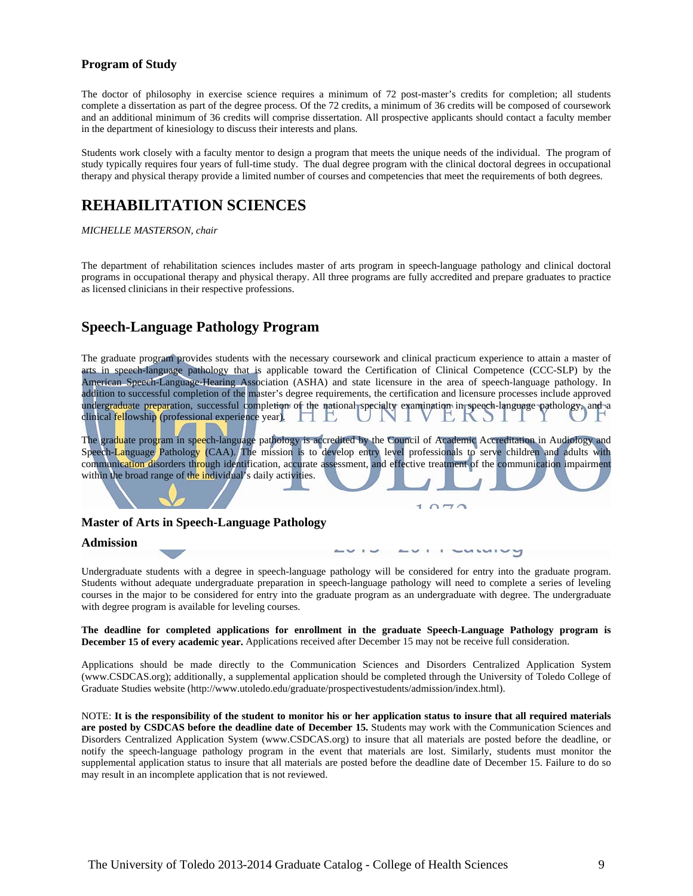### Program of Study

The doctor of philosophy in exercise science requires a minimum of 72 post-master's credits for completion; all students complete a dissertation as part of the degree process. Of the 72 credits, a minimum of 36 credits will be composed of coursework and an additional minimum of 36 credits will comprise dissertation. All prospective applicants should contact a faculty member in the department of kinesiology to discuss their interests and plans.

Students work closely with a faculty mentor to design a program that meets the unique needs of the individual. The program of study typically requires four years of full-time study. The dual degree program with the clinical doctoral degrees in occupational therapy and physical therapy provide a limited number of courses and competencies that meet the requirements of both degrees.

# REHABILITATION SCIENCES

*MICHELLE MASTERSON, chair*

The department of rehabilitation sciences includes master of arts program in speech-language pathology and clinical doctoral programs in occupational therapy and physical therapy. All three programs are fully accredited and prepare graduates to practice as licensed clinicians in their respective professions.

## Speech-Language Pathology Program

The graduate program provides students with the necessary coursework and clinical practicum experience to attain a master of arts in speech-language pathology that is applicable toward the Certification of Clinical Competence (CCC-SLP) by the American Speech-Language-Hearing Association (ASHA) and state licensure in the area of speech-language pathology. In addition to successful completion of the master's degree requirements, the certification and licensure processes include approved undergraduate preparation, successful completion of the national specialty examination in speech-language pathology, and a clinical fellowship (professional experience year).

The graduate program in speech-language pathology is accredited by the Council of Academic Accreditation in Audiology and Speech-Language Pathology (CAA). The mission is to develop entry level professionals to serve children and adults with communication disorders through identification, accurate assessment, and effective treatment of the communication impairment within the broad range of the individual's daily activities.

### Master of Arts in Speech-Language Pathology

### Admission

Undergraduate students with a degree in speech-language pathology will be considered for entry into the graduate program. Students without adequate undergraduate preparation in speech-language pathology will need to complete a series of leveling courses in the major to be considered for entry into the graduate program as an undergraduate with degree. The undergraduate with degree program is available for leveling courses.

**The deadline for completed applications for enrollment in the graduate Speech-Language Pathology program is December 15 of every academic year.** Applications received after December 15 may not be receive full consideration.

Applications should be made directly to the Communication Sciences and Disorders Centralized Application System (www.CSDCAS.org); additionally, a supplemental application should be completed through the University of Toledo College of Graduate Studies website (http://www.utoledo.edu/graduate/prospectivestudents/admission/index.html).

NOTE: **It is the responsibility of the student to monitor his or her application status to insure that all required materials are posted by CSDCAS before the deadline date of December 15.** Students may work with the Communication Sciences and Disorders Centralized Application System (www.CSDCAS.org) to insure that all materials are posted before the deadline, or notify the speech-language pathology program in the event that materials are lost. Similarly, students must monitor the supplemental application status to insure that all materials are posted before the deadline date of December 15. Failure to do so may result in an incomplete application that is not reviewed.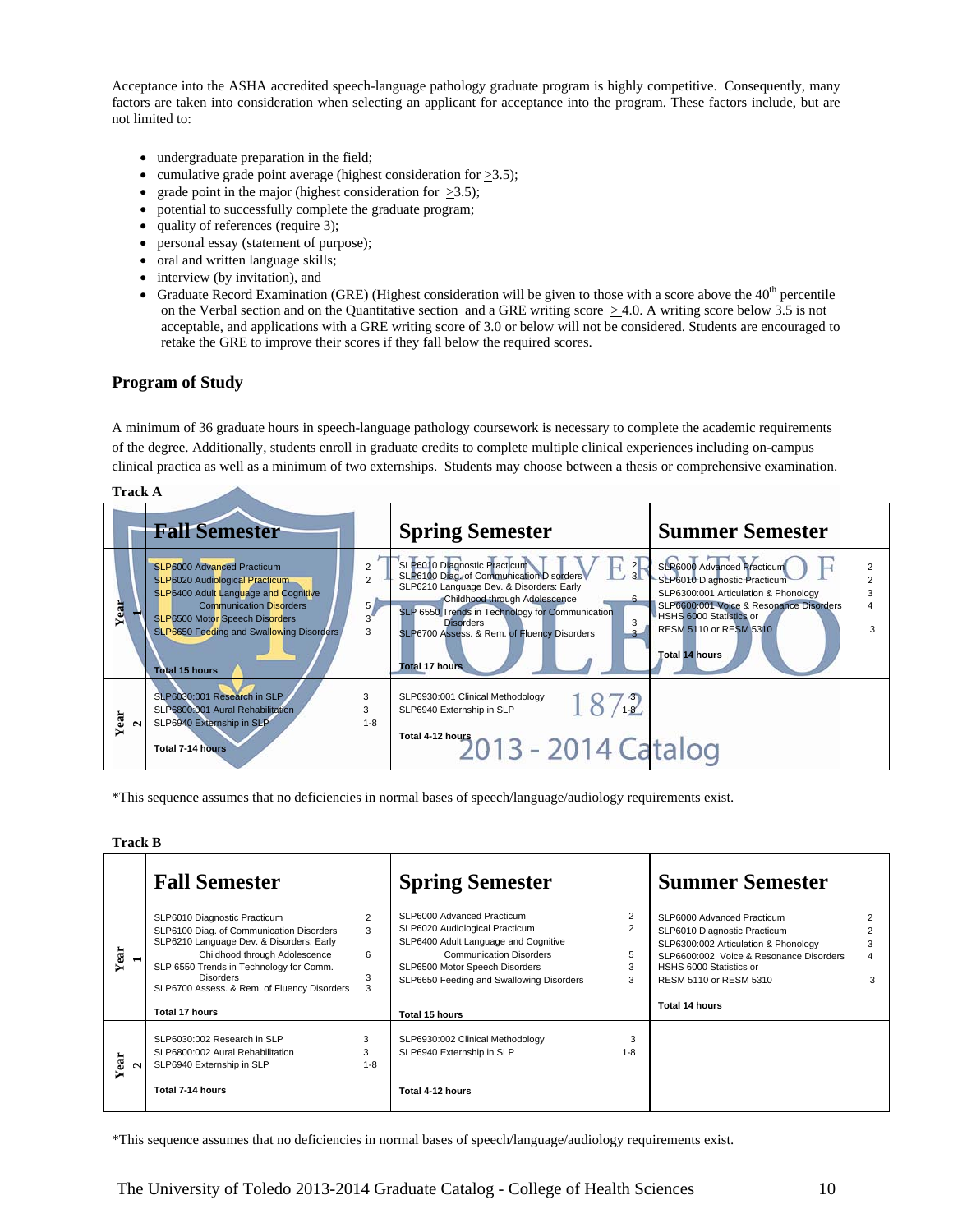Acceptance into the ASHA accredited speech-language pathology graduate program is highly competitive. Consequently, many factors are taken into consideration when selecting an applicant for acceptance into the program. These factors include, but are not limited to:

- undergraduate preparation in the field;
- cumulative grade point average (highest consideration for ≥3.5);
- grade point in the major (highest consideration for ≥3.5);
- potential to successfully complete the graduate program;
- quality of references (require 3);
- personal essay (statement of purpose);
- oral and written language skills;
- interview (by invitation), and
- Graduate Record Examination (GRE) (Highest consideration will be given to those with a score above the 40th percentile on the Verbal section and on the Quantitative section and a GRE writing score ≥4.0. A writing score below 3.5 is not acceptable, and applications with a GRE writing score of 3.0 or below will not be considered. Students are encouraged to retake the GRE to improve their scores if they fall below the required scores.

## Program of Study

A minimum of 36 graduate hours in speech-language pathology coursework is necessary to complete the academic requirements of the degree. Additionally, students enroll in graduate credits to complete multiple clinical experiences including on-campus clinical practica as well as a minimum of two externships. Students may choose between a thesis or comprehensive examination.

**Track A**

| | Fall Semester | | Spring Semester | | Summer Semester | |
|---|---|---|---|---|---|---|
| Year 1 | SLP6000 Advanced Practicum | 2 | SLP6010 Diagnostic Practicum | 2 | SLP6000 Advanced Practicum | 2 |
| | SLP6020 Audiological Practicum | 2 | SLP6100 Diag. of Communication Disorders | 3 | SLP6010 Diagnostic Practicum | 2 |
| | SLP6400 Adult Language and Cognitive Communication Disorders | 5 | SLP6210 Language Dev. & Disorders: Early Childhood through Adolescence | 6 | SLP6300:001 Articulation & Phonology | 3 |
| | SLP6500 Motor Speech Disorders | 3 | SLP 6550 Trends in Technology for Communication Disorders | 3 | SLP6600:001 Voice & Resonance Disorders | 4 |
| | SLP6650 Feeding and Swallowing Disorders | 3 | SLP6700 Assess. & Rem. of Fluency Disorders | 3 | HSHS 6000 Statistics or RESM 5110 or RESM 5310 | 3 |
| | Total 15 hours | | Total 17 hours | | Total 14 hours | |
| Year 2 | SLP6030:001 Research in SLP | 3 | SLP6930:001 Clinical Methodology | 3 | | |
| | SLP6800:001 Aural Rehabilitation | 3 | SLP6940 Externship in SLP | 1-8 | | |
| | SLP6940 Externship in SLP | 1-8 | | | | |
| | Total 7-14 hours | | Total 4-12 hours | | | |

*This sequence assumes that no deficiencies in normal bases of speech/language/audiology requirements exist.

**Track B**

| | Fall Semester | | Spring Semester | | Summer Semester | |
|---|---|---|---|---|---|---|
| Year 1 | SLP6010 Diagnostic Practicum | 2 | SLP6000 Advanced Practicum | 2 | SLP6000 Advanced Practicum | 2 |
| | SLP6100 Diag. of Communication Disorders | 3 | SLP6020 Audiological Practicum | 2 | SLP6010 Diagnostic Practicum | 2 |
| | SLP6210 Language Dev. & Disorders: Early Childhood through Adolescence | 6 | SLP6400 Adult Language and Cognitive Communication Disorders | 5 | SLP6300:002 Articulation & Phonology | 3 |
| | SLP 6550 Trends in Technology for Comm. Disorders | 3 | SLP6500 Motor Speech Disorders | 3 | SLP6600:002 Voice & Resonance Disorders | 4 |
| | SLP6700 Assess. & Rem. of Fluency Disorders | 3 | SLP6650 Feeding and Swallowing Disorders | 3 | HSHS 6000 Statistics or RESM 5110 or RESM 5310 | 3 |
| | Total 17 hours | | Total 15 hours | | Total 14 hours | |
| Year 2 | SLP6030:002 Research in SLP | 3 | SLP6930:002 Clinical Methodology | 3 | | |
| | SLP6800:002 Aural Rehabilitation | 3 | SLP6940 Externship in SLP | 1-8 | | |
| | SLP6940 Externship in SLP | 1-8 | | | | |
| | Total 7-14 hours | | Total 4-12 hours | | | |

*This sequence assumes that no deficiencies in normal bases of speech/language/audiology requirements exist.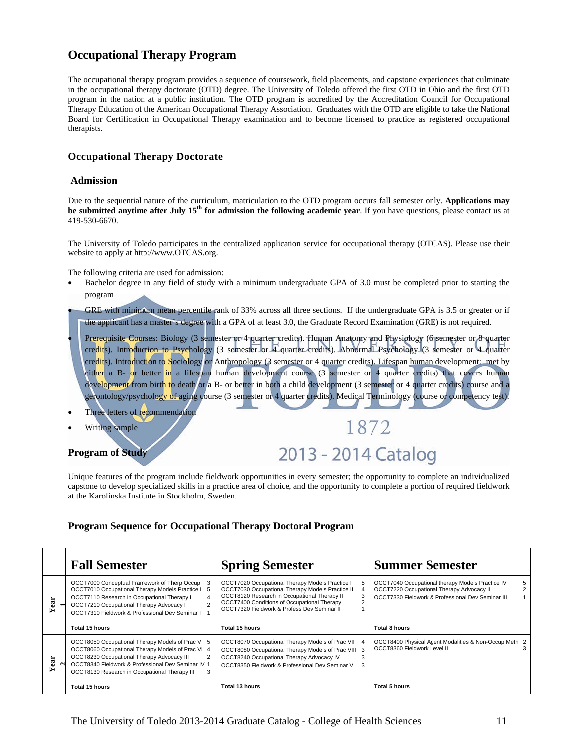## Occupational Therapy Program

The occupational therapy program provides a sequence of coursework, field placements, and capstone experiences that culminate in the occupational therapy doctorate (OTD) degree. The University of Toledo offered the first OTD in Ohio and the first OTD program in the nation at a public institution. The OTD program is accredited by the Accreditation Council for Occupational Therapy Education of the American Occupational Therapy Association. Graduates with the OTD are eligible to take the National Board for Certification in Occupational Therapy examination and to become licensed to practice as registered occupational therapists.

### Occupational Therapy Doctorate

#### Admission

Due to the sequential nature of the curriculum, matriculation to the OTD program occurs fall semester only. **Applications may be submitted anytime after July 15th for admission the following academic year**. If you have questions, please contact us at 419-530-6670.

The University of Toledo participates in the centralized application service for occupational therapy (OTCAS). Please use their website to apply at http://www.OTCAS.org.

The following criteria are used for admission:

- Bachelor degree in any field of study with a minimum undergraduate GPA of 3.0 must be completed prior to starting the program
- GRE with minimum mean percentile rank of 33% across all three sections. If the undergraduate GPA is 3.5 or greater or if the applicant has a master's degree with a GPA of at least 3.0, the Graduate Record Examination (GRE) is not required.
- Prerequisite Courses: Biology (3 semester or 4 quarter credits). Human Anatomy and Physiology (6 semester or 8 quarter credits). Introduction to Psychology (3 semester or 4 quarter credits). Abnormal Psychology (3 semester or 4 quarter credits). Introduction to Sociology or Anthropology (3 semester or 4 quarter credits). Lifespan human development: met by either a B- or better in a lifespan human development course (3 semester or 4 quarter credits) that covers human development from birth to death or a B- or better in both a child development (3 semester or 4 quarter credits) course and a gerontology/psychology of aging course (3 semester or 4 quarter credits). Medical Terminology (course or competency test).
- Three letters of recommendation
- Writing sample

#### Program of Study

Unique features of the program include fieldwork opportunities in every semester; the opportunity to complete an individualized capstone to develop specialized skills in a practice area of choice, and the opportunity to complete a portion of required fieldwork at the Karolinska Institute in Stockholm, Sweden.

#### Program Sequence for Occupational Therapy Doctoral Program

| | Fall Semester | | Spring Semester | | Summer Semester | |
|---|---|---|---|---|---|---|
| Year 1 | OCCT7000 Conceptual Framework of Therp Occup | 3 | OCCT7020 Occupational Therapy Models Practice I | 5 | OCCT7040 Occupational therapy Models Practice IV | 5 |
| | OCCT7010 Occupational Therapy Models Practice I | 5 | OCCT7030 Occupational Therapy Models Practice II | 4 | OCCT7220 Occupational Therapy Advocacy II | 2 |
| | OCCT7110 Research in Occupational Therapy I | 4 | OCCT8120 Research in Occupational Therapy II | 3 | OCCT7330 Fieldwork & Professional Dev Seminar III | 1 |
| | OCCT7210 Occupational Therapy Advocacy I | 2 | OCCT7400 Conditions of Occupational Therapy | 2 | | |
| | OCCT7310 Fieldwork & Professional Dev Seminar I | 1 | OCCT7320 Fieldwork & Profess Dev Seminar II | 1 | | |
| | **Total 15 hours** | | **Total 15 hours** | | **Total 8 hours** | |
| Year 2 | OCCT8050 Occupational Therapy Models of Prac V | 5 | OCCT8070 Occupational Therapy Models of Prac VII | 4 | OCCT8400 Physical Agent Modalities & Non-Occup Meth | 2 |
| | OCCT8060 Occupational Therapy Models of Prac VI | 4 | OCCT8080 Occupational Therapy Models of Prac VIII | 3 | OCCT8360 Fieldwork Level II | 3 |
| | OCCT8230 Occupational Therapy Advocacy III | 2 | OCCT8240 Occupational Therapy Advocacy IV | 3 | | |
| | OCCT8340 Fieldwork & Professional Dev Seminar IV | 1 | OCCT8350 Fieldwork & Professional Dev Seminar V | 3 | | |
| | OCCT8130 Research in Occupational Therapy III | 3 | | | | |
| | **Total 15 hours** | | **Total 13 hours** | | **Total 5 hours** | |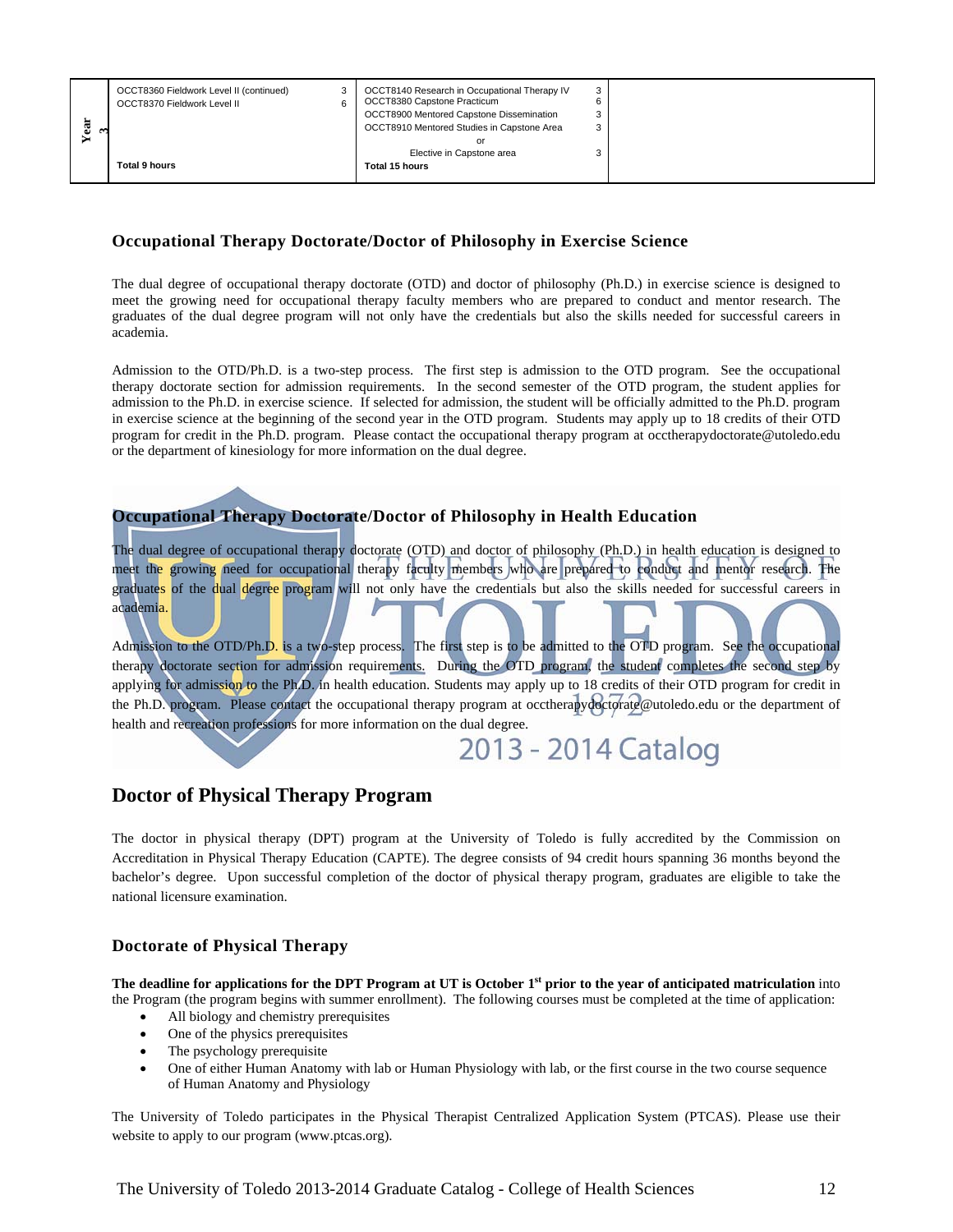| | | | | | |
|---|---|---|---|---|---|
| Year 3 | OCCT8360 Fieldwork Level II (continued) | 3 | OCCT8140 Research in Occupational Therapy IV | 3 | |
| | OCCT8370 Fieldwork Level II | 6 | OCCT8380 Capstone Practicum | 6 | |
| | | | OCCT8900 Mentored Capstone Dissemination | 3 | |
| | | | OCCT8910 Mentored Studies in Capstone Area | 3 | |
| | | | or | | |
| | | | Elective in Capstone area | 3 | |
| | **Total 9 hours** | | **Total 15 hours** | | |

### Occupational Therapy Doctorate/Doctor of Philosophy in Exercise Science

The dual degree of occupational therapy doctorate (OTD) and doctor of philosophy (Ph.D.) in exercise science is designed to meet the growing need for occupational therapy faculty members who are prepared to conduct and mentor research. The graduates of the dual degree program will not only have the credentials but also the skills needed for successful careers in academia.

Admission to the OTD/Ph.D. is a two-step process. The first step is admission to the OTD program. See the occupational therapy doctorate section for admission requirements. In the second semester of the OTD program, the student applies for admission to the Ph.D. in exercise science. If selected for admission, the student will be officially admitted to the Ph.D. program in exercise science at the beginning of the second year in the OTD program. Students may apply up to 18 credits of their OTD program for credit in the Ph.D. program. Please contact the occupational therapy program at occtherapydoctorate@utoledo.edu or the department of kinesiology for more information on the dual degree.

### Occupational Therapy Doctorate/Doctor of Philosophy in Health Education

The dual degree of occupational therapy doctorate (OTD) and doctor of philosophy (Ph.D.) in health education is designed to meet the growing need for occupational therapy faculty members who are prepared to conduct and mentor research. The graduates of the dual degree program will not only have the credentials but also the skills needed for successful careers in academia.

Admission to the OTD/Ph.D. is a two-step process. The first step is to be admitted to the OTD program. See the occupational therapy doctorate section for admission requirements. During the OTD program, the student completes the second step by applying for admission to the Ph.D. in health education. Students may apply up to 18 credits of their OTD program for credit in the Ph.D. program. Please contact the occupational therapy program at occtherapydoctorate@utoledo.edu or the department of health and recreation professions for more information on the dual degree.

## Doctor of Physical Therapy Program

The doctor in physical therapy (DPT) program at the University of Toledo is fully accredited by the Commission on Accreditation in Physical Therapy Education (CAPTE). The degree consists of 94 credit hours spanning 36 months beyond the bachelor's degree. Upon successful completion of the doctor of physical therapy program, graduates are eligible to take the national licensure examination.

### Doctorate of Physical Therapy

**The deadline for applications for the DPT Program at UT is October 1st prior to the year of anticipated matriculation** into the Program (the program begins with summer enrollment). The following courses must be completed at the time of application:

- All biology and chemistry prerequisites
- One of the physics prerequisites
- The psychology prerequisite
- One of either Human Anatomy with lab or Human Physiology with lab, or the first course in the two course sequence of Human Anatomy and Physiology

The University of Toledo participates in the Physical Therapist Centralized Application System (PTCAS). Please use their website to apply to our program (www.ptcas.org).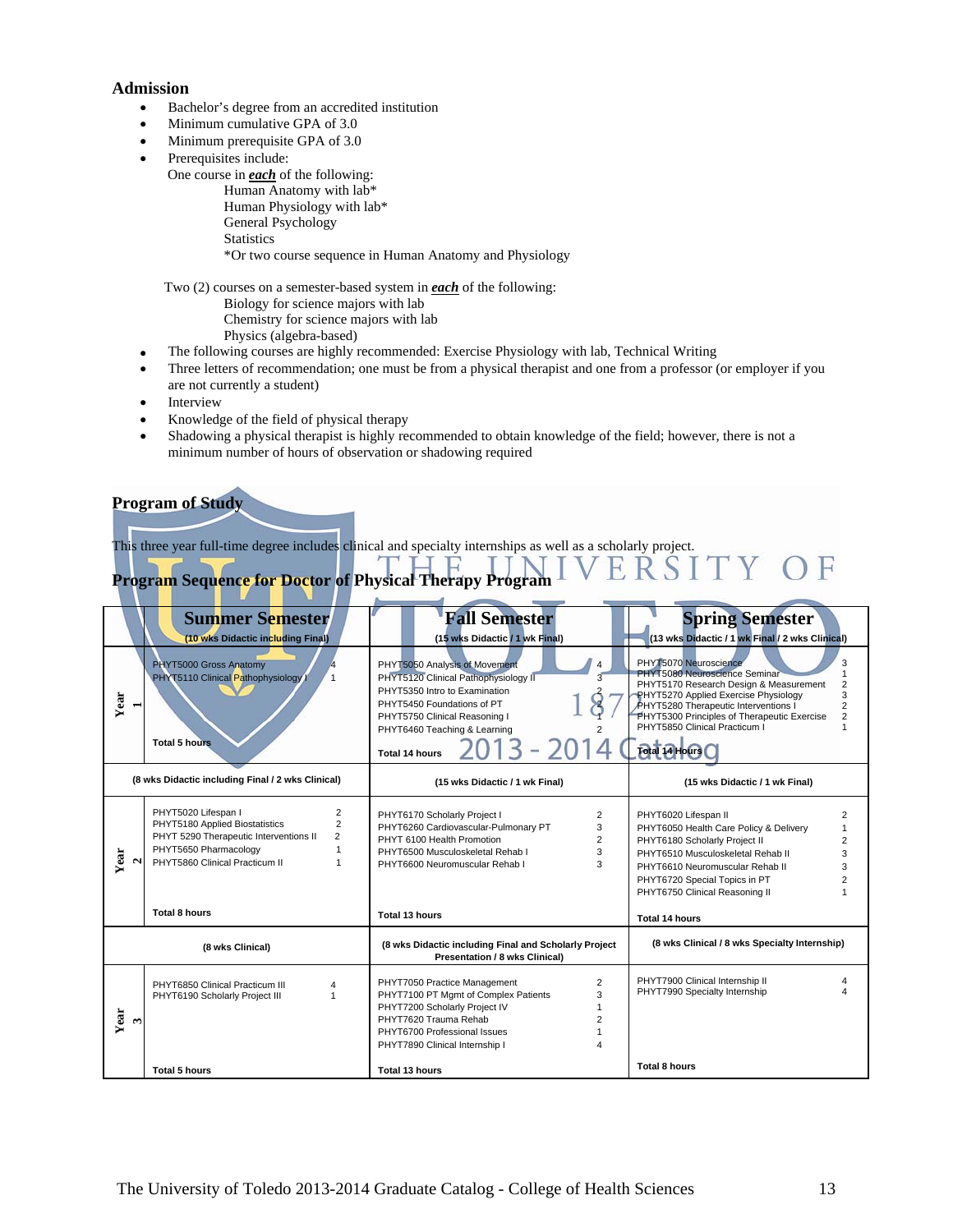## Admission

- Bachelor's degree from an accredited institution
- Minimum cumulative GPA of 3.0
- Minimum prerequisite GPA of 3.0
- Prerequisites include:

  One course in ***each*** of the following:
  - Human Anatomy with lab*
  - Human Physiology with lab*
  - General Psychology
  - Statistics
  - *Or two course sequence in Human Anatomy and Physiology

  Two (2) courses on a semester-based system in ***each*** of the following:
  - Biology for science majors with lab
  - Chemistry for science majors with lab
  - Physics (algebra-based)
- The following courses are highly recommended: Exercise Physiology with lab, Technical Writing
- Three letters of recommendation; one must be from a physical therapist and one from a professor (or employer if you are not currently a student)
- Interview
- Knowledge of the field of physical therapy
- Shadowing a physical therapist is highly recommended to obtain knowledge of the field; however, there is not a minimum number of hours of observation or shadowing required

## Program of Study

This three year full-time degree includes clinical and specialty internships as well as a scholarly project.

### Program Sequence for Doctor of Physical Therapy Program

| | Summer Semester | Fall Semester | Spring Semester |
|---|---|---|---|
| | (10 wks Didactic including Final) | (15 wks Didactic / 1 wk Final) | (13 wks Didactic / 1 wk Final / 2 wks Clinical) |
| Year 1 | PHYT5000 Gross Anatomy 4<br>PHYT5110 Clinical Pathophysiology I 1<br><br>Total 5 hours | PHYT5050 Analysis of Movement 4<br>PHYT5120 Clinical Pathophysiology II 3<br>PHYT5350 Intro to Examination 2<br>PHYT5450 Foundations of PT 2<br>PHYT5750 Clinical Reasoning I 1<br>PHYT6460 Teaching & Learning 2<br><br>Total 14 hours | PHYT5070 Neuroscience 3<br>PHYT5080 Neuroscience Seminar 1<br>PHYT5170 Research Design & Measurement 2<br>PHYT5270 Applied Exercise Physiology 3<br>PHYT5280 Therapeutic Interventions I 2<br>PHYT5300 Principles of Therapeutic Exercise 2<br>PHYT5850 Clinical Practicum I 1<br><br>Total 14 Hours |
| | (8 wks Didactic including Final / 2 wks Clinical) | (15 wks Didactic / 1 wk Final) | (15 wks Didactic / 1 wk Final) |
| Year 2 | PHYT5020 Lifespan I 2<br>PHYT5180 Applied Biostatistics 2<br>PHYT 5290 Therapeutic Interventions II 2<br>PHYT5650 Pharmacology 1<br>PHYT5860 Clinical Practicum II 1<br><br>Total 8 hours | PHYT6170 Scholarly Project I 2<br>PHYT6260 Cardiovascular-Pulmonary PT 3<br>PHYT 6100 Health Promotion 2<br>PHYT6500 Musculoskeletal Rehab I 3<br>PHYT6600 Neuromuscular Rehab I 3<br><br>Total 13 hours | PHYT6020 Lifespan II 2<br>PHYT6050 Health Care Policy & Delivery 1<br>PHYT6180 Scholarly Project II 2<br>PHYT6510 Musculoskeletal Rehab II 3<br>PHYT6610 Neuromuscular Rehab II 3<br>PHYT6720 Special Topics in PT 2<br>PHYT6750 Clinical Reasoning II 1<br><br>Total 14 hours |
| | (8 wks Clinical) | (8 wks Didactic including Final and Scholarly Project Presentation / 8 wks Clinical) | (8 wks Clinical / 8 wks Specialty Internship) |
| Year 3 | PHYT6850 Clinical Practicum III 4<br>PHYT6190 Scholarly Project III 1<br><br>Total 5 hours | PHYT7050 Practice Management 2<br>PHYT7100 PT Mgmt of Complex Patients 3<br>PHYT7200 Scholarly Project IV 1<br>PHYT7620 Trauma Rehab 2<br>PHYT6700 Professional Issues 1<br>PHYT7890 Clinical Internship I 4<br><br>Total 13 hours | PHYT7900 Clinical Internship II 4<br>PHYT7990 Specialty Internship 4<br><br>Total 8 hours |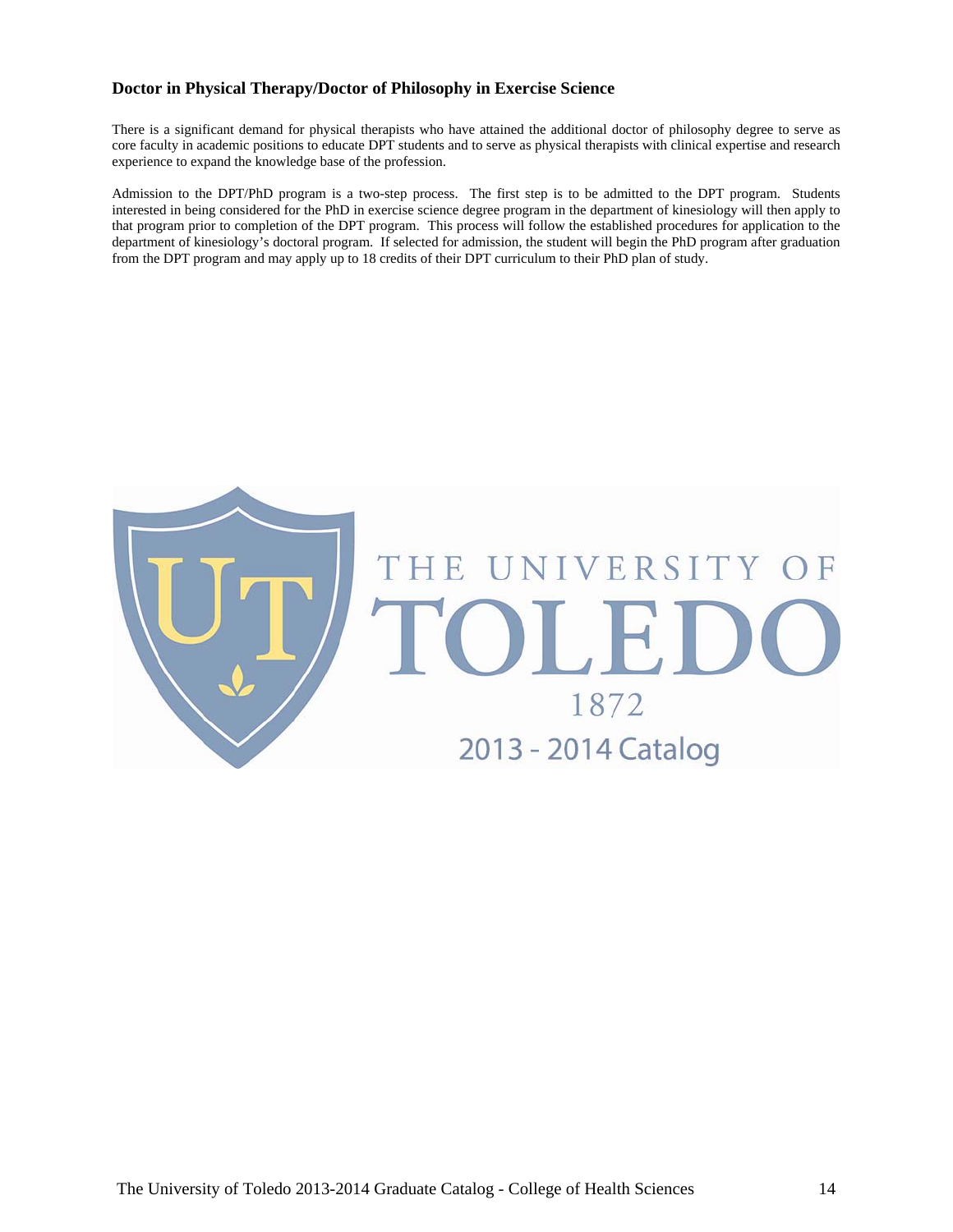### Doctor in Physical Therapy/Doctor of Philosophy in Exercise Science

There is a significant demand for physical therapists who have attained the additional doctor of philosophy degree to serve as core faculty in academic positions to educate DPT students and to serve as physical therapists with clinical expertise and research experience to expand the knowledge base of the profession.

Admission to the DPT/PhD program is a two-step process. The first step is to be admitted to the DPT program. Students interested in being considered for the PhD in exercise science degree program in the department of kinesiology will then apply to that program prior to completion of the DPT program. This process will follow the established procedures for application to the department of kinesiology's doctoral program. If selected for admission, the student will begin the PhD program after graduation from the DPT program and may apply up to 18 credits of their DPT curriculum to their PhD plan of study.